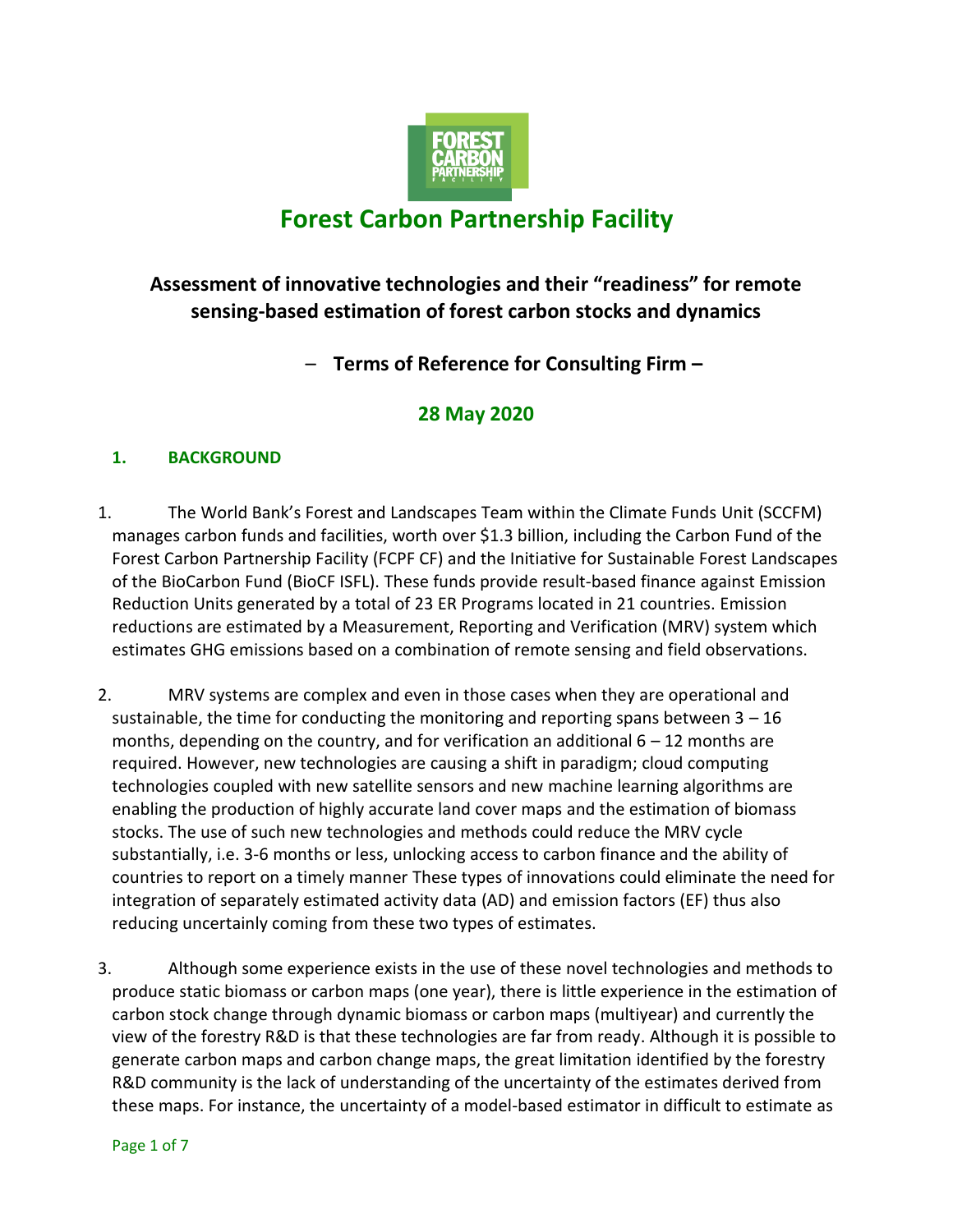# Forest Carbon Partnership Facility

## Assessment of innovative technologies and their "readiness" for remote sensing-based estimation of forest carbon stocks and dynamics

**– Terms of Reference for Consulting Firm –**

**28 May 2020**

### 1. BACKGROUND

1. The World Bank's Forest and Landscapes Team within the Climate Funds Unit (SCCFM) manages carbon funds and facilities, worth over $1.3 billion, including the Carbon Fund of the Forest Carbon Partnership Facility (FCPF CF) and the Initiative for Sustainable Forest Landscapes of the BioCarbon Fund (BioCF ISFL). These funds provide result-based finance against Emission Reduction Units generated by a total of 23 ER Programs located in 21 countries. Emission reductions are estimated by a Measurement, Reporting and Verification (MRV) system which estimates GHG emissions based on a combination of remote sensing and field observations.

2. MRV systems are complex and even in those cases when they are operational and sustainable, the time for conducting the monitoring and reporting spans between 3 – 16 months, depending on the country, and for verification an additional 6 – 12 months are required. However, new technologies are causing a shift in paradigm; cloud computing technologies coupled with new satellite sensors and new machine learning algorithms are enabling the production of highly accurate land cover maps and the estimation of biomass stocks. The use of such new technologies and methods could reduce the MRV cycle substantially, i.e. 3-6 months or less, unlocking access to carbon finance and the ability of countries to report on a timely manner These types of innovations could eliminate the need for integration of separately estimated activity data (AD) and emission factors (EF) thus also reducing uncertainly coming from these two types of estimates.

3. Although some experience exists in the use of these novel technologies and methods to produce static biomass or carbon maps (one year), there is little experience in the estimation of carbon stock change through dynamic biomass or carbon maps (multiyear) and currently the view of the forestry R&D is that these technologies are far from ready. Although it is possible to generate carbon maps and carbon change maps, the great limitation identified by the forestry R&D community is the lack of understanding of the uncertainty of the estimates derived from these maps. For instance, the uncertainty of a model-based estimator in difficult to estimate as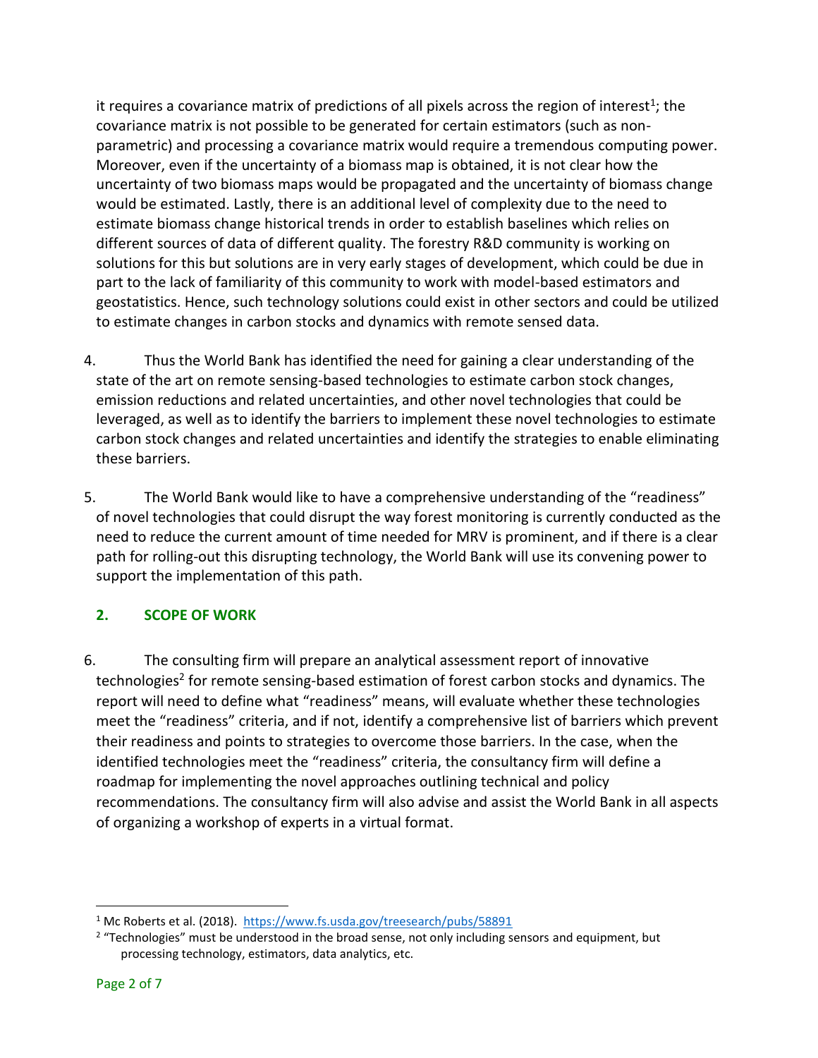it requires a covariance matrix of predictions of all pixels across the region of interest[1]; the covariance matrix is not possible to be generated for certain estimators (such as non-parametric) and processing a covariance matrix would require a tremendous computing power. Moreover, even if the uncertainty of a biomass map is obtained, it is not clear how the uncertainty of two biomass maps would be propagated and the uncertainty of biomass change would be estimated. Lastly, there is an additional level of complexity due to the need to estimate biomass change historical trends in order to establish baselines which relies on different sources of data of different quality. The forestry R&D community is working on solutions for this but solutions are in very early stages of development, which could be due in part to the lack of familiarity of this community to work with model-based estimators and geostatistics. Hence, such technology solutions could exist in other sectors and could be utilized to estimate changes in carbon stocks and dynamics with remote sensed data.

4. Thus the World Bank has identified the need for gaining a clear understanding of the state of the art on remote sensing-based technologies to estimate carbon stock changes, emission reductions and related uncertainties, and other novel technologies that could be leveraged, as well as to identify the barriers to implement these novel technologies to estimate carbon stock changes and related uncertainties and identify the strategies to enable eliminating these barriers.

5. The World Bank would like to have a comprehensive understanding of the "readiness" of novel technologies that could disrupt the way forest monitoring is currently conducted as the need to reduce the current amount of time needed for MRV is prominent, and if there is a clear path for rolling-out this disrupting technology, the World Bank will use its convening power to support the implementation of this path.

## 2. SCOPE OF WORK

6. The consulting firm will prepare an analytical assessment report of innovative technologies[2] for remote sensing-based estimation of forest carbon stocks and dynamics. The report will need to define what "readiness" means, will evaluate whether these technologies meet the "readiness" criteria, and if not, identify a comprehensive list of barriers which prevent their readiness and points to strategies to overcome those barriers. In the case, when the identified technologies meet the "readiness" criteria, the consultancy firm will define a roadmap for implementing the novel approaches outlining technical and policy recommendations. The consultancy firm will also advise and assist the World Bank in all aspects of organizing a workshop of experts in a virtual format.

---

[1] Mc Roberts et al. (2018). https://www.fs.usda.gov/treesearch/pubs/58891

[2] "Technologies" must be understood in the broad sense, not only including sensors and equipment, but processing technology, estimators, data analytics, etc.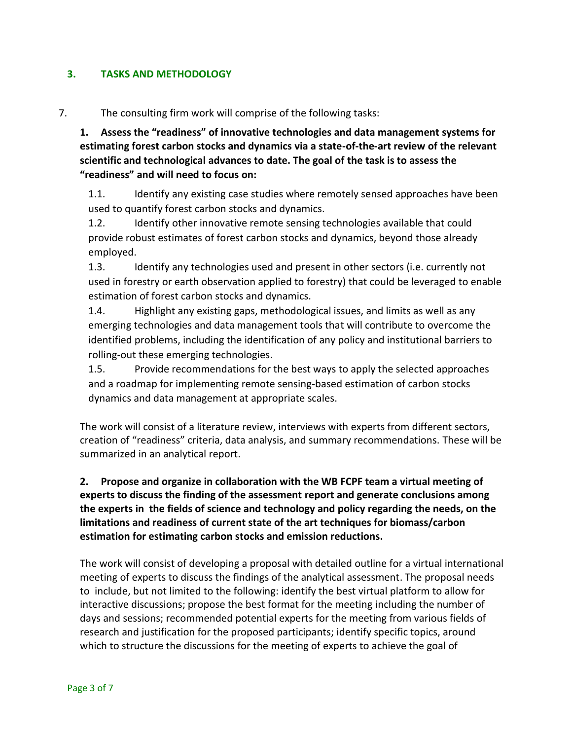## 3. TASKS AND METHODOLOGY

7. The consulting firm work will comprise of the following tasks:

**1. Assess the "readiness" of innovative technologies and data management systems for estimating forest carbon stocks and dynamics via a state-of-the-art review of the relevant scientific and technological advances to date. The goal of the task is to assess the "readiness" and will need to focus on:**

1.1. Identify any existing case studies where remotely sensed approaches have been used to quantify forest carbon stocks and dynamics.

1.2. Identify other innovative remote sensing technologies available that could provide robust estimates of forest carbon stocks and dynamics, beyond those already employed.

1.3. Identify any technologies used and present in other sectors (i.e. currently not used in forestry or earth observation applied to forestry) that could be leveraged to enable estimation of forest carbon stocks and dynamics.

1.4. Highlight any existing gaps, methodological issues, and limits as well as any emerging technologies and data management tools that will contribute to overcome the identified problems, including the identification of any policy and institutional barriers to rolling-out these emerging technologies.

1.5. Provide recommendations for the best ways to apply the selected approaches and a roadmap for implementing remote sensing-based estimation of carbon stocks dynamics and data management at appropriate scales.

The work will consist of a literature review, interviews with experts from different sectors, creation of "readiness" criteria, data analysis, and summary recommendations. These will be summarized in an analytical report.

**2. Propose and organize in collaboration with the WB FCPF team a virtual meeting of experts to discuss the finding of the assessment report and generate conclusions among the experts in the fields of science and technology and policy regarding the needs, on the limitations and readiness of current state of the art techniques for biomass/carbon estimation for estimating carbon stocks and emission reductions.**

The work will consist of developing a proposal with detailed outline for a virtual international meeting of experts to discuss the findings of the analytical assessment. The proposal needs to include, but not limited to the following: identify the best virtual platform to allow for interactive discussions; propose the best format for the meeting including the number of days and sessions; recommended potential experts for the meeting from various fields of research and justification for the proposed participants; identify specific topics, around which to structure the discussions for the meeting of experts to achieve the goal of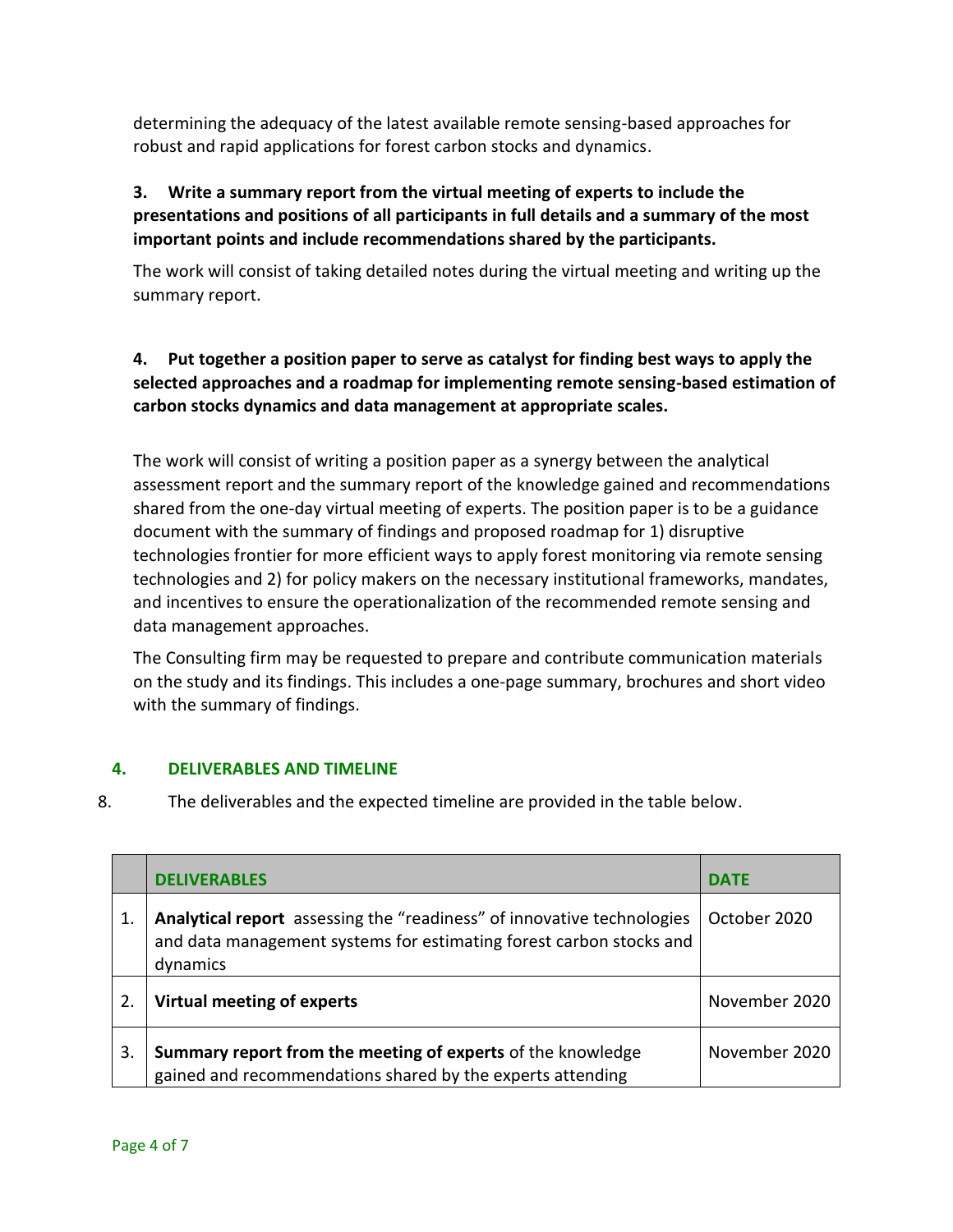determining the adequacy of the latest available remote sensing-based approaches for robust and rapid applications for forest carbon stocks and dynamics.

**3. Write a summary report from the virtual meeting of experts to include the presentations and positions of all participants in full details and a summary of the most important points and include recommendations shared by the participants.**

The work will consist of taking detailed notes during the virtual meeting and writing up the summary report.

**4. Put together a position paper to serve as catalyst for finding best ways to apply the selected approaches and a roadmap for implementing remote sensing-based estimation of carbon stocks dynamics and data management at appropriate scales.**

The work will consist of writing a position paper as a synergy between the analytical assessment report and the summary report of the knowledge gained and recommendations shared from the one-day virtual meeting of experts. The position paper is to be a guidance document with the summary of findings and proposed roadmap for 1) disruptive technologies frontier for more efficient ways to apply forest monitoring via remote sensing technologies and 2) for policy makers on the necessary institutional frameworks, mandates, and incentives to ensure the operationalization of the recommended remote sensing and data management approaches.

The Consulting firm may be requested to prepare and contribute communication materials on the study and its findings. This includes a one-page summary, brochures and short video with the summary of findings.

## 4. DELIVERABLES AND TIMELINE

8. The deliverables and the expected timeline are provided in the table below.

| | DELIVERABLES | DATE |
|---|---|---|
| 1. | **Analytical report** assessing the "readiness" of innovative technologies and data management systems for estimating forest carbon stocks and dynamics | October 2020 |
| 2. | **Virtual meeting of experts** | November 2020 |
| 3. | **Summary report from the meeting of experts** of the knowledge gained and recommendations shared by the experts attending | November 2020 |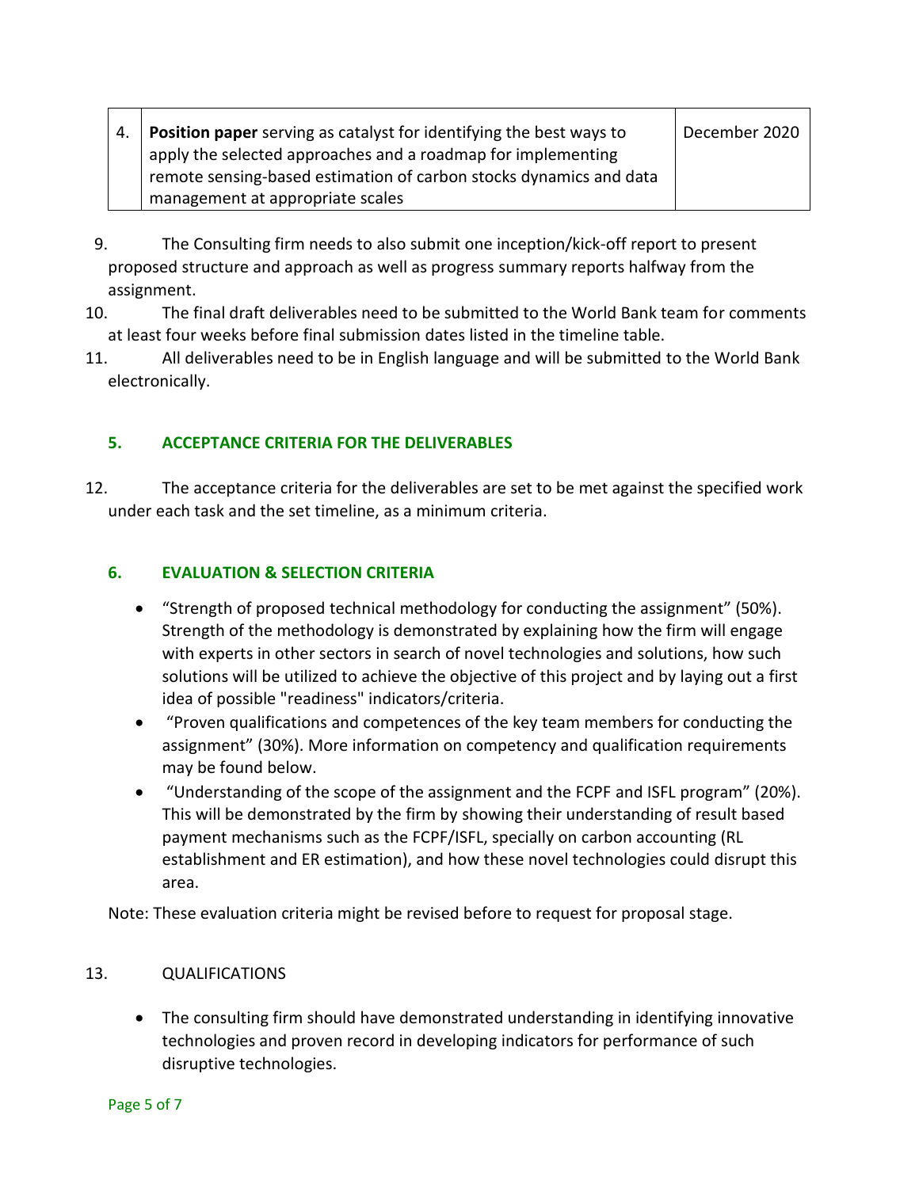| 4. | **Position paper** serving as catalyst for identifying the best ways to apply the selected approaches and a roadmap for implementing remote sensing-based estimation of carbon stocks dynamics and data management at appropriate scales | December 2020 |
|---|---|---|

9. The Consulting firm needs to also submit one inception/kick-off report to present proposed structure and approach as well as progress summary reports halfway from the assignment.
10. The final draft deliverables need to be submitted to the World Bank team for comments at least four weeks before final submission dates listed in the timeline table.
11. All deliverables need to be in English language and will be submitted to the World Bank electronically.

## 5. ACCEPTANCE CRITERIA FOR THE DELIVERABLES

12. The acceptance criteria for the deliverables are set to be met against the specified work under each task and the set timeline, as a minimum criteria.

## 6. EVALUATION & SELECTION CRITERIA

- "Strength of proposed technical methodology for conducting the assignment" (50%). Strength of the methodology is demonstrated by explaining how the firm will engage with experts in other sectors in search of novel technologies and solutions, how such solutions will be utilized to achieve the objective of this project and by laying out a first idea of possible "readiness" indicators/criteria.
- "Proven qualifications and competences of the key team members for conducting the assignment" (30%). More information on competency and qualification requirements may be found below.
- "Understanding of the scope of the assignment and the FCPF and ISFL program" (20%). This will be demonstrated by the firm by showing their understanding of result based payment mechanisms such as the FCPF/ISFL, specially on carbon accounting (RL establishment and ER estimation), and how these novel technologies could disrupt this area.

Note: These evaluation criteria might be revised before to request for proposal stage.

13. QUALIFICATIONS

- The consulting firm should have demonstrated understanding in identifying innovative technologies and proven record in developing indicators for performance of such disruptive technologies.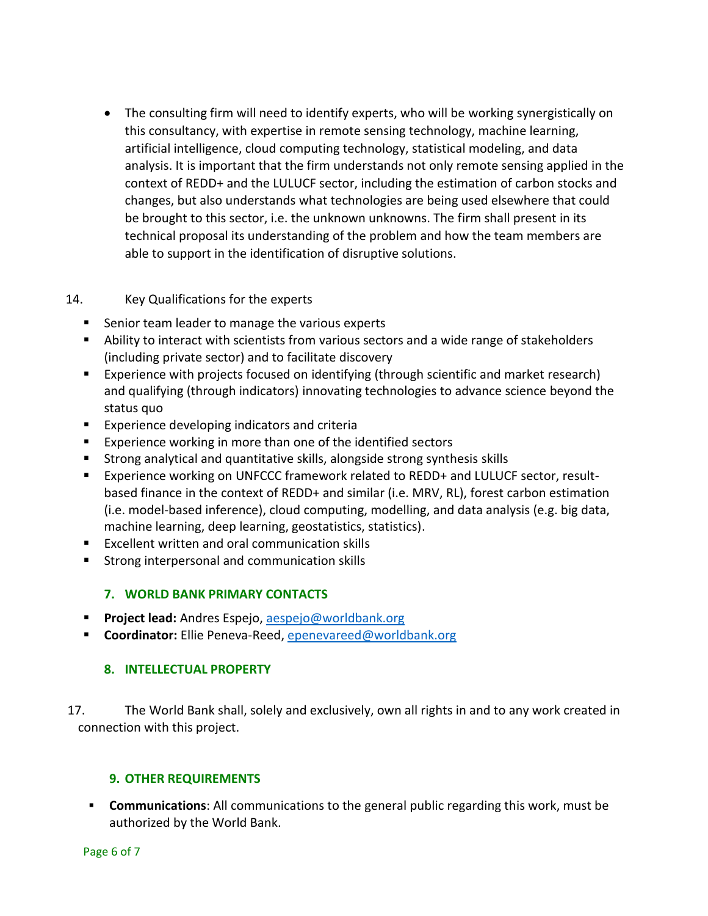- The consulting firm will need to identify experts, who will be working synergistically on this consultancy, with expertise in remote sensing technology, machine learning, artificial intelligence, cloud computing technology, statistical modeling, and data analysis. It is important that the firm understands not only remote sensing applied in the context of REDD+ and the LULUCF sector, including the estimation of carbon stocks and changes, but also understands what technologies are being used elsewhere that could be brought to this sector, i.e. the unknown unknowns. The firm shall present in its technical proposal its understanding of the problem and how the team members are able to support in the identification of disruptive solutions.

14. Key Qualifications for the experts

- Senior team leader to manage the various experts
- Ability to interact with scientists from various sectors and a wide range of stakeholders (including private sector) and to facilitate discovery
- Experience with projects focused on identifying (through scientific and market research) and qualifying (through indicators) innovating technologies to advance science beyond the status quo
- Experience developing indicators and criteria
- Experience working in more than one of the identified sectors
- Strong analytical and quantitative skills, alongside strong synthesis skills
- Experience working on UNFCCC framework related to REDD+ and LULUCF sector, result-based finance in the context of REDD+ and similar (i.e. MRV, RL), forest carbon estimation (i.e. model-based inference), cloud computing, modelling, and data analysis (e.g. big data, machine learning, deep learning, geostatistics, statistics).
- Excellent written and oral communication skills
- Strong interpersonal and communication skills

## 7. WORLD BANK PRIMARY CONTACTS

- **Project lead:** Andres Espejo, aespejo@worldbank.org
- **Coordinator:** Ellie Peneva-Reed, epenevareed@worldbank.org

## 8. INTELLECTUAL PROPERTY

17. The World Bank shall, solely and exclusively, own all rights in and to any work created in connection with this project.

## 9. OTHER REQUIREMENTS

- **Communications**: All communications to the general public regarding this work, must be authorized by the World Bank.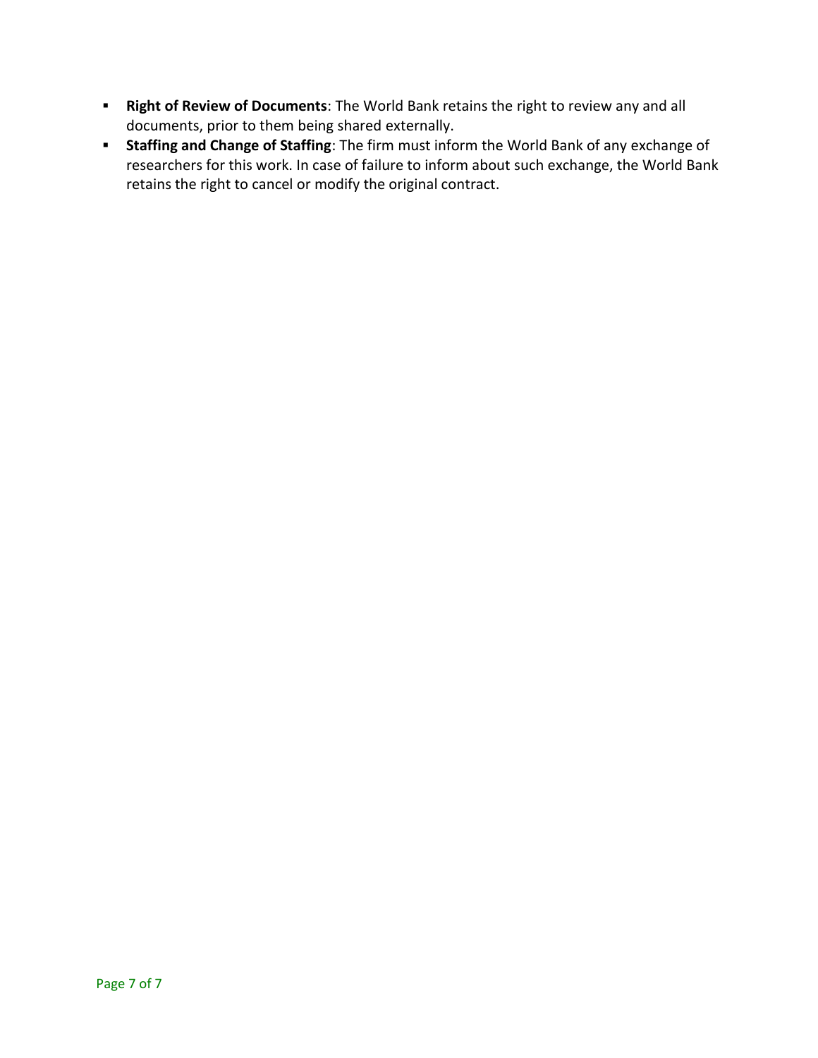- **Right of Review of Documents**: The World Bank retains the right to review any and all documents, prior to them being shared externally.
- **Staffing and Change of Staffing**: The firm must inform the World Bank of any exchange of researchers for this work. In case of failure to inform about such exchange, the World Bank retains the right to cancel or modify the original contract.